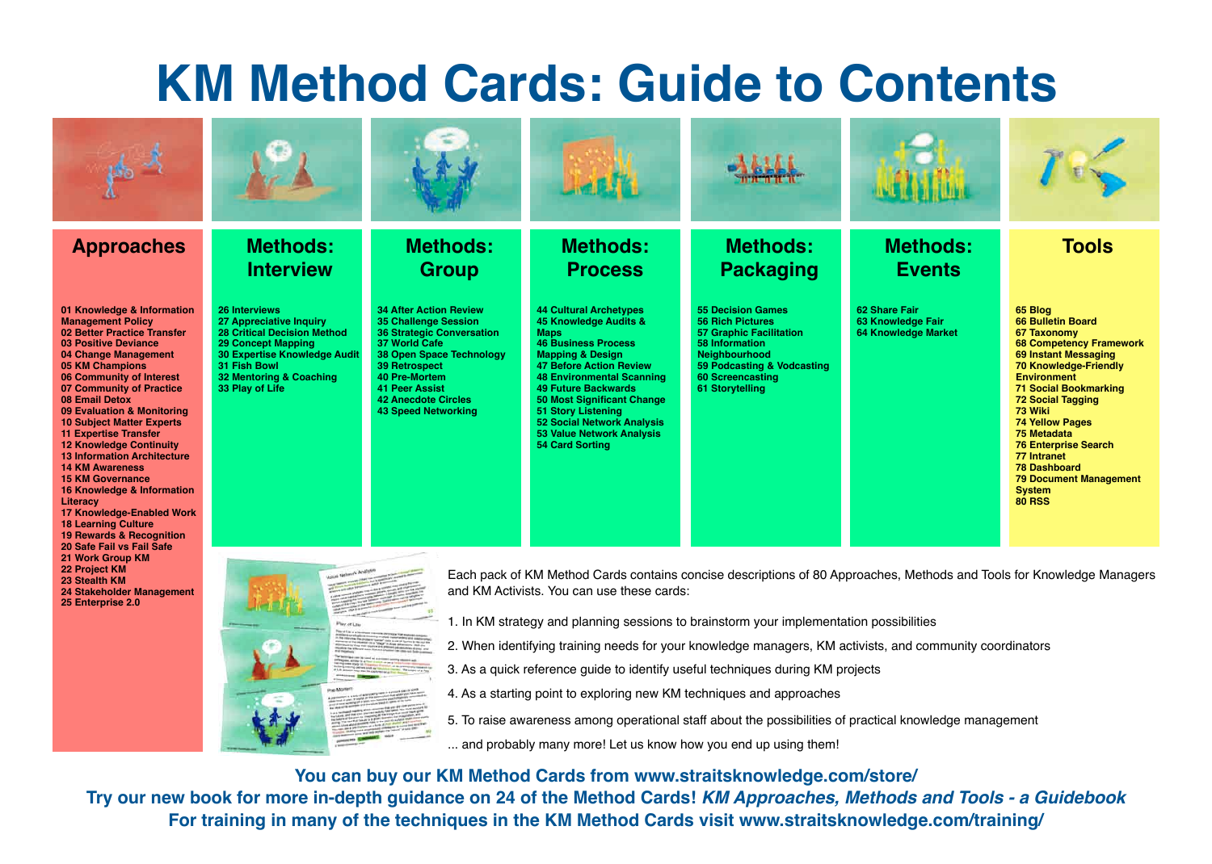# KM Method Cards: Guide to Contents

## Approaches

01 Knowledge & Information Management Policy
02 Better Practice Transfer
03 Positive Deviance
04 Change Management
05 KM Champions
06 Community of Interest
07 Community of Practice
08 Email Detox
09 Evaluation & Monitoring
10 Subject Matter Experts
11 Expertise Transfer
12 Knowledge Continuity
13 Information Architecture
14 KM Awareness
15 KM Governance
16 Knowledge & Information Literacy
17 Knowledge-Enabled Work
18 Learning Culture
19 Rewards & Recognition
20 Safe Fail vs Fail Safe
21 Work Group KM
22 Project KM
23 Stealth KM
24 Stakeholder Management
25 Enterprise 2.0

## Methods: Interview

26 Interviews
27 Appreciative Inquiry
28 Critical Decision Method
29 Concept Mapping
30 Expertise Knowledge Audit
31 Fish Bowl
32 Mentoring & Coaching
33 Play of Life

## Methods: Group

34 After Action Review
35 Challenge Session
36 Strategic Conversation
37 World Cafe
38 Open Space Technology
39 Retrospect
40 Pre-Mortem
41 Peer Assist
42 Anecdote Circles
43 Speed Networking

## Methods: Process

44 Cultural Archetypes
45 Knowledge Audits & Maps
46 Business Process Mapping & Design
47 Before Action Review
48 Environmental Scanning
49 Future Backwards
50 Most Significant Change
51 Story Listening
52 Social Network Analysis
53 Value Network Analysis
54 Card Sorting

## Methods: Packaging

55 Decision Games
56 Rich Pictures
57 Graphic Facilitation
58 Information Neighbourhood
59 Podcasting & Vodcasting
60 Screencasting
61 Storytelling

## Methods: Events

62 Share Fair
63 Knowledge Fair
64 Knowledge Market

## Tools

65 Blog
66 Bulletin Board
67 Taxonomy
68 Competency Framework
69 Instant Messaging
70 Knowledge-Friendly Environment
71 Social Bookmarking
72 Social Tagging
73 Wiki
74 Yellow Pages
75 Metadata
76 Enterprise Search
77 Intranet
78 Dashboard
79 Document Management System
80 RSS

Each pack of KM Method Cards contains concise descriptions of 80 Approaches, Methods and Tools for Knowledge Managers and KM Activists. You can use these cards:

1. In KM strategy and planning sessions to brainstorm your implementation possibilities
2. When identifying training needs for your knowledge managers, KM activists, and community coordinators
3. As a quick reference guide to identify useful techniques during KM projects
4. As a starting point to exploring new KM techniques and approaches
5. To raise awareness among operational staff about the possibilities of practical knowledge management

... and probably many more! Let us know how you end up using them!

**You can buy our KM Method Cards from www.straitsknowledge.com/store/**

**Try our new book for more in-depth guidance on 24 of the Method Cards! *KM Approaches, Methods and Tools - a Guidebook***

**For training in many of the techniques in the KM Method Cards visit www.straitsknowledge.com/training/**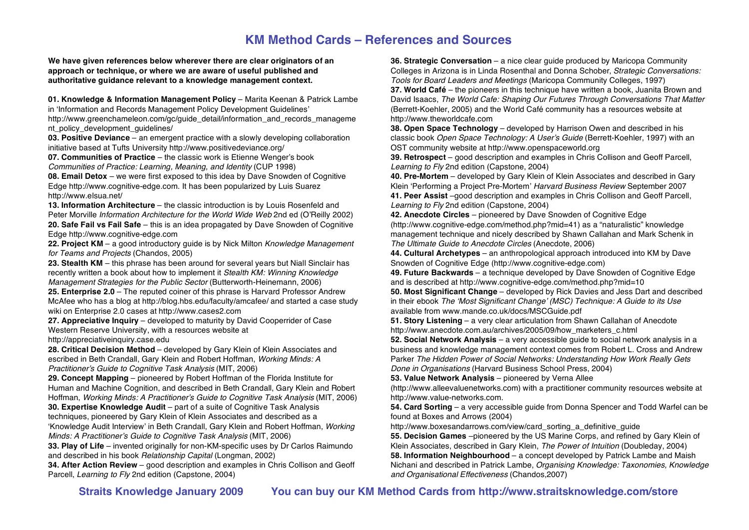# KM Method Cards – References and Sources

**We have given references below wherever there are clear originators of an approach or technique, or where we are aware of useful published and authoritative guidance relevant to a knowledge management context.**

**01. Knowledge & Information Management Policy** – Marita Keenan & Patrick Lambe in 'Information and Records Management Policy Development Guidelines' http://www.greenchameleon.com/gc/guide_detail/information_and_records_management_policy_development_guidelines/

**03. Positive Deviance** – an emergent practice with a slowly developing collaboration initiative based at Tufts University http://www.positivedeviance.org/

**07. Communities of Practice** – the classic work is Etienne Wenger's book *Communities of Practice: Learning, Meaning, and Identity* (CUP 1998)

**08. Email Detox** – we were first exposed to this idea by Dave Snowden of Cognitive Edge http://www.cognitive-edge.com. It has been popularized by Luis Suarez http://www.elsua.net/

**13. Information Architecture** – the classic introduction is by Louis Rosenfeld and Peter Morville *Information Architecture for the World Wide Web* 2nd ed (O'Reilly 2002)

**20. Safe Fail vs Fail Safe** – this is an idea propagated by Dave Snowden of Cognitive Edge http://www.cognitive-edge.com

**22. Project KM** – a good introductory guide is by Nick Milton *Knowledge Management for Teams and Projects* (Chandos, 2005)

**23. Stealth KM** – this phrase has been around for several years but Niall Sinclair has recently written a book about how to implement it *Stealth KM: Winning Knowledge Management Strategies for the Public Sector* (Butterworth-Heinemann, 2006)

**25. Enterprise 2.0** – The reputed coiner of this phrase is Harvard Professor Andrew McAfee who has a blog at http://blog.hbs.edu/faculty/amcafee/ and started a case study wiki on Enterprise 2.0 cases at http://www.cases2.com

**27. Appreciative Inquiry** – developed to maturity by David Cooperrider of Case Western Reserve University, with a resources website at http://appreciativeinquiry.case.edu

**28. Critical Decision Method** – developed by Gary Klein of Klein Associates and escribed in Beth Crandall, Gary Klein and Robert Hoffman, *Working Minds: A Practitioner's Guide to Cognitive Task Analysis* (MIT, 2006)

**29. Concept Mapping** – pioneered by Robert Hoffman of the Florida Institute for Human and Machine Cognition, and described in Beth Crandall, Gary Klein and Robert Hoffman, *Working Minds: A Practitioner's Guide to Cognitive Task Analysis* (MIT, 2006)

**30. Expertise Knowledge Audit** – part of a suite of Cognitive Task Analysis techniques, pioneered by Gary Klein of Klein Associates and described as a 'Knowledge Audit Interview' in Beth Crandall, Gary Klein and Robert Hoffman, *Working Minds: A Practitioner's Guide to Cognitive Task Analysis* (MIT, 2006)

**33. Play of Life** – invented originally for non-KM-specific uses by Dr Carlos Raimundo and described in his book *Relationship Capital* (Longman, 2002)

**34. After Action Review** – good description and examples in Chris Collison and Geoff Parcell, *Learning to Fly* 2nd edition (Capstone, 2004)

**36. Strategic Conversation** – a nice clear guide produced by Maricopa Community Colleges in Arizona is in Linda Rosenthal and Donna Schober, *Strategic Conversations: Tools for Board Leaders and Meetings* (Maricopa Community Colleges, 1997)

**37. World Café** – the pioneers in this technique have written a book, Juanita Brown and David Isaacs, *The World Cafe: Shaping Our Futures Through Conversations That Matter* (Berrett-Koehler, 2005) and the World Café community has a resources website at http://www.theworldcafe.com

**38. Open Space Technology** – developed by Harrison Owen and described in his classic book *Open Space Technology: A User's Guide* (Berrett-Koehler, 1997) with an OST community website at http://www.openspaceworld.org

**39. Retrospect** – good description and examples in Chris Collison and Geoff Parcell, *Learning to Fly* 2nd edition (Capstone, 2004)

**40. Pre-Mortem** – developed by Gary Klein of Klein Associates and described in Gary Klein 'Performing a Project Pre-Mortem' *Harvard Business Review* September 2007

**41. Peer Assist** –good description and examples in Chris Collison and Geoff Parcell, *Learning to Fly* 2nd edition (Capstone, 2004)

**42. Anecdote Circles** – pioneered by Dave Snowden of Cognitive Edge (http://www.cognitive-edge.com/method.php?mid=41) as a "naturalistic" knowledge management technique and nicely described by Shawn Callahan and Mark Schenk in *The Ultimate Guide to Anecdote Circles* (Anecdote, 2006)

**44. Cultural Archetypes** – an anthropological approach introduced into KM by Dave Snowden of Cognitive Edge (http://www.cognitive-edge.com)

**49. Future Backwards** – a technique developed by Dave Snowden of Cognitive Edge and is described at http://www.cognitive-edge.com/method.php?mid=10

**50. Most Significant Change** – developed by Rick Davies and Jess Dart and described in their ebook *The 'Most Significant Change' (MSC) Technique: A Guide to its Use* available from www.mande.co.uk/docs/MSCGuide.pdf

**51. Story Listening** – a very clear articulation from Shawn Callahan of Anecdote http://www.anecdote.com.au/archives/2005/09/how_marketers_c.html

**52. Social Network Analysis** – a very accessible guide to social network analysis in a business and knowledge management context comes from Robert L. Cross and Andrew Parker *The Hidden Power of Social Networks: Understanding How Work Really Gets Done in Organisations* (Harvard Business School Press, 2004)

**53. Value Network Analysis** – pioneered by Verna Allee (http://www.alleevaluenetworks.com) with a practitioner community resources website at http://www.value-networks.com.

**54. Card Sorting** – a very accessible guide from Donna Spencer and Todd Warfel can be found at Boxes and Arrows (2004) http://www.boxesandarrows.com/view/card_sorting_a_definitive_guide

**55. Decision Games** –pioneered by the US Marine Corps, and refined by Gary Klein of Klein Associates, described in Gary Klein, *The Power of Intuition* (Doubleday, 2004)

**58. Information Neighbourhood** – a concept developed by Patrick Lambe and Maish Nichani and described in Patrick Lambe, *Organising Knowledge: Taxonomies, Knowledge and Organisational Effectiveness* (Chandos,2007)

**Straits Knowledge January 2009 You can buy our KM Method Cards from http://www.straitsknowledge.com/store**